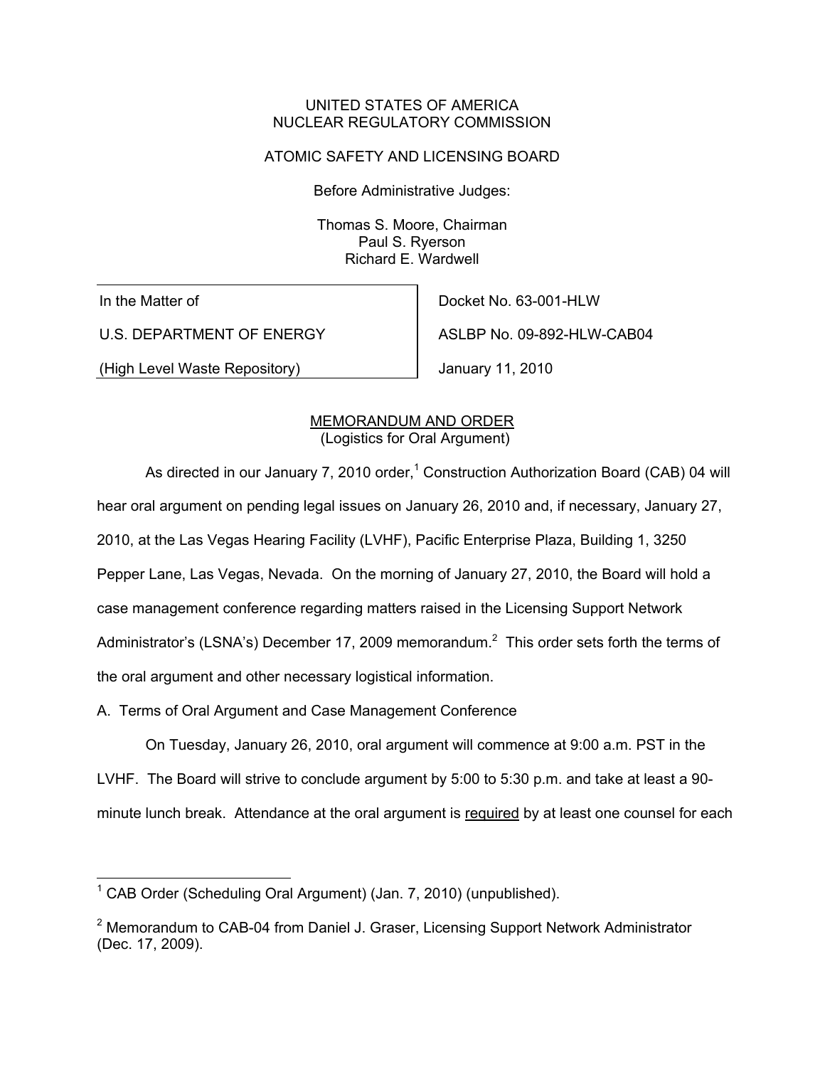UNITED STATES OF AMERICA
NUCLEAR REGULATORY COMMISSION

ATOMIC SAFETY AND LICENSING BOARD

Before Administrative Judges:

Thomas S. Moore, Chairman
Paul S. Ryerson
Richard E. Wardwell

| | |
|---|---|
| In the Matter of | Docket No. 63-001-HLW |
| U.S. DEPARTMENT OF ENERGY | ASLBP No. 09-892-HLW-CAB04 |
| (High Level Waste Repository) | January 11, 2010 |

MEMORANDUM AND ORDER
(Logistics for Oral Argument)

As directed in our January 7, 2010 order,[1] Construction Authorization Board (CAB) 04 will hear oral argument on pending legal issues on January 26, 2010 and, if necessary, January 27, 2010, at the Las Vegas Hearing Facility (LVHF), Pacific Enterprise Plaza, Building 1, 3250 Pepper Lane, Las Vegas, Nevada. On the morning of January 27, 2010, the Board will hold a case management conference regarding matters raised in the Licensing Support Network Administrator's (LSNA's) December 17, 2009 memorandum.[2] This order sets forth the terms of the oral argument and other necessary logistical information.

A. Terms of Oral Argument and Case Management Conference

On Tuesday, January 26, 2010, oral argument will commence at 9:00 a.m. PST in the LVHF. The Board will strive to conclude argument by 5:00 to 5:30 p.m. and take at least a 90-minute lunch break. Attendance at the oral argument is required by at least one counsel for each

[1] CAB Order (Scheduling Oral Argument) (Jan. 7, 2010) (unpublished).

[2] Memorandum to CAB-04 from Daniel J. Graser, Licensing Support Network Administrator (Dec. 17, 2009).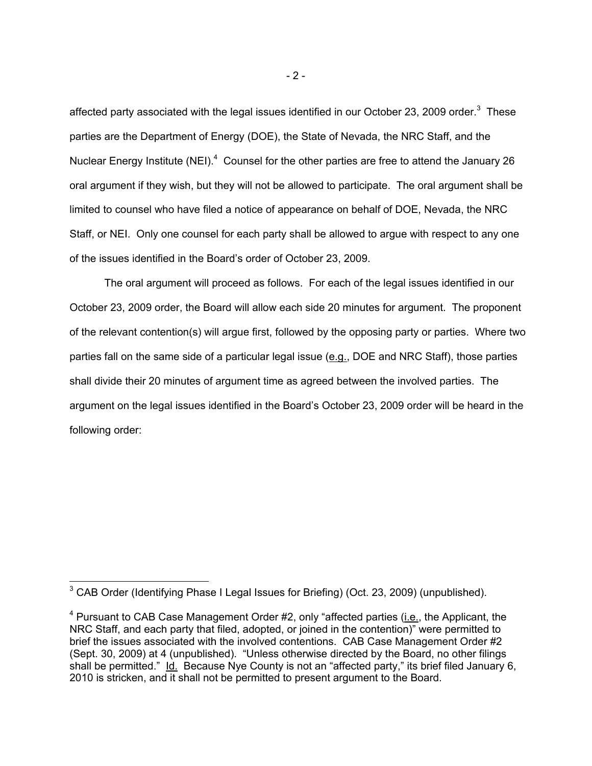affected party associated with the legal issues identified in our October 23, 2009 order.[3] These parties are the Department of Energy (DOE), the State of Nevada, the NRC Staff, and the Nuclear Energy Institute (NEI).[4] Counsel for the other parties are free to attend the January 26 oral argument if they wish, but they will not be allowed to participate. The oral argument shall be limited to counsel who have filed a notice of appearance on behalf of DOE, Nevada, the NRC Staff, or NEI. Only one counsel for each party shall be allowed to argue with respect to any one of the issues identified in the Board's order of October 23, 2009.

The oral argument will proceed as follows. For each of the legal issues identified in our October 23, 2009 order, the Board will allow each side 20 minutes for argument. The proponent of the relevant contention(s) will argue first, followed by the opposing party or parties. Where two parties fall on the same side of a particular legal issue (e.g., DOE and NRC Staff), those parties shall divide their 20 minutes of argument time as agreed between the involved parties. The argument on the legal issues identified in the Board's October 23, 2009 order will be heard in the following order:

---

[3] CAB Order (Identifying Phase I Legal Issues for Briefing) (Oct. 23, 2009) (unpublished).

[4] Pursuant to CAB Case Management Order #2, only "affected parties (i.e., the Applicant, the NRC Staff, and each party that filed, adopted, or joined in the contention)" were permitted to brief the issues associated with the involved contentions. CAB Case Management Order #2 (Sept. 30, 2009) at 4 (unpublished). "Unless otherwise directed by the Board, no other filings shall be permitted." Id. Because Nye County is not an "affected party," its brief filed January 6, 2010 is stricken, and it shall not be permitted to present argument to the Board.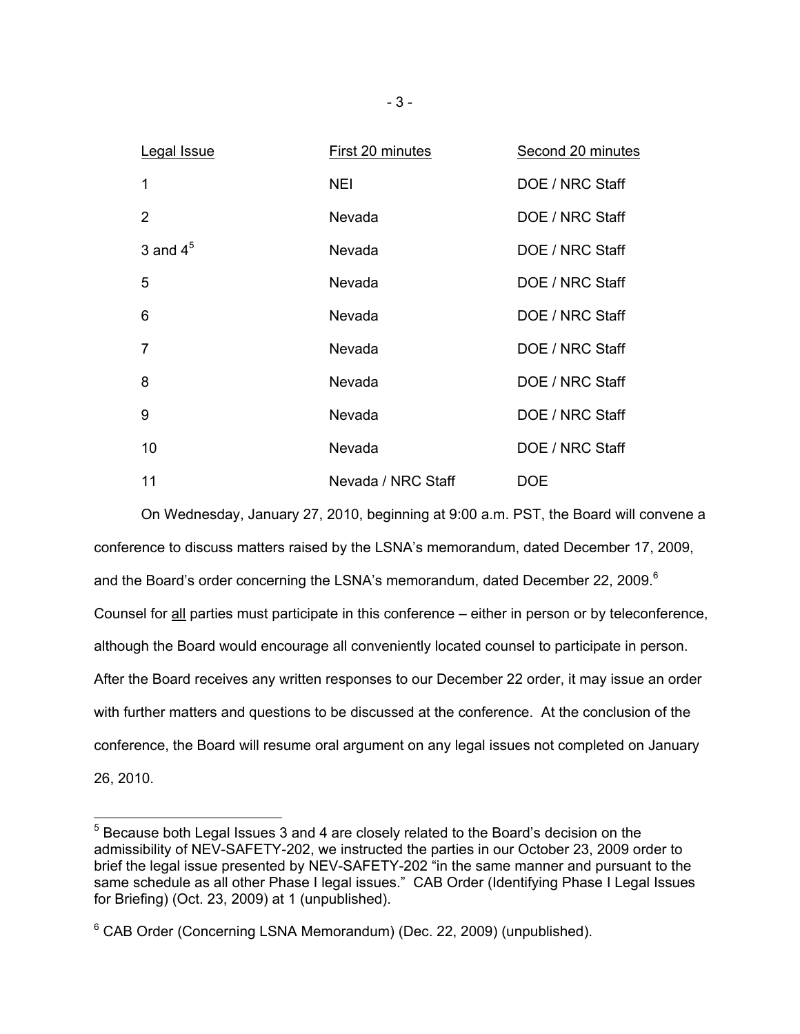| Legal Issue | First 20 minutes | Second 20 minutes |
|---|---|---|
| 1 | NEI | DOE / NRC Staff |
| 2 | Nevada | DOE / NRC Staff |
| 3 and 4[5] | Nevada | DOE / NRC Staff |
| 5 | Nevada | DOE / NRC Staff |
| 6 | Nevada | DOE / NRC Staff |
| 7 | Nevada | DOE / NRC Staff |
| 8 | Nevada | DOE / NRC Staff |
| 9 | Nevada | DOE / NRC Staff |
| 10 | Nevada | DOE / NRC Staff |
| 11 | Nevada / NRC Staff | DOE |

On Wednesday, January 27, 2010, beginning at 9:00 a.m. PST, the Board will convene a conference to discuss matters raised by the LSNA's memorandum, dated December 17, 2009, and the Board's order concerning the LSNA's memorandum, dated December 22, 2009.[6] Counsel for <u>all</u> parties must participate in this conference – either in person or by teleconference, although the Board would encourage all conveniently located counsel to participate in person. After the Board receives any written responses to our December 22 order, it may issue an order with further matters and questions to be discussed at the conference. At the conclusion of the conference, the Board will resume oral argument on any legal issues not completed on January 26, 2010.

[5] Because both Legal Issues 3 and 4 are closely related to the Board's decision on the admissibility of NEV-SAFETY-202, we instructed the parties in our October 23, 2009 order to brief the legal issue presented by NEV-SAFETY-202 "in the same manner and pursuant to the same schedule as all other Phase I legal issues." CAB Order (Identifying Phase I Legal Issues for Briefing) (Oct. 23, 2009) at 1 (unpublished).

[6] CAB Order (Concerning LSNA Memorandum) (Dec. 22, 2009) (unpublished).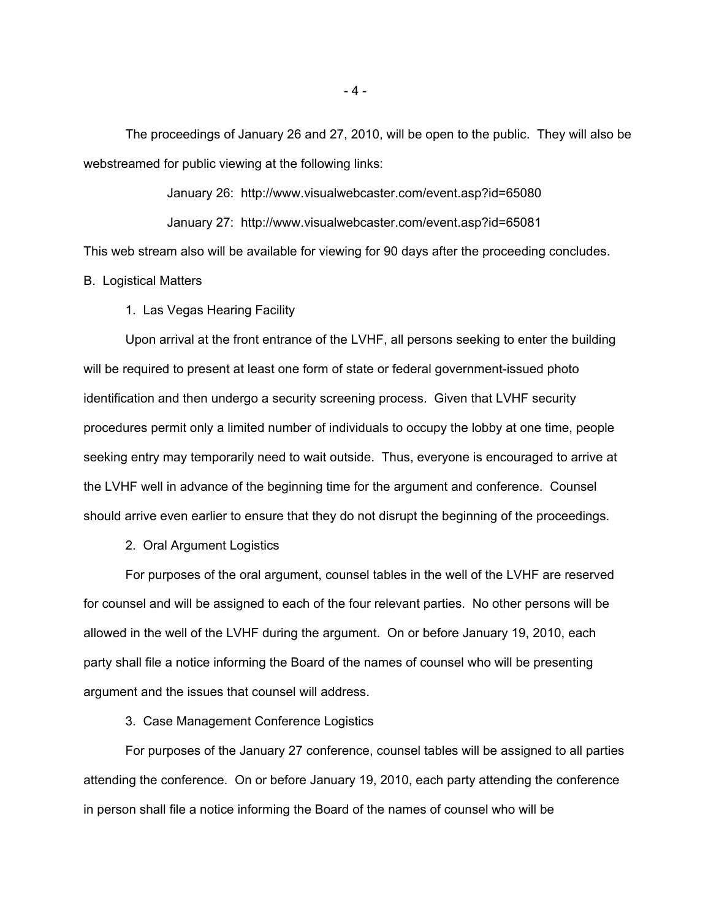The proceedings of January 26 and 27, 2010, will be open to the public. They will also be webstreamed for public viewing at the following links:

January 26: http://www.visualwebcaster.com/event.asp?id=65080

January 27: http://www.visualwebcaster.com/event.asp?id=65081

This web stream also will be available for viewing for 90 days after the proceeding concludes.

B. Logistical Matters

1. Las Vegas Hearing Facility

Upon arrival at the front entrance of the LVHF, all persons seeking to enter the building will be required to present at least one form of state or federal government-issued photo identification and then undergo a security screening process. Given that LVHF security procedures permit only a limited number of individuals to occupy the lobby at one time, people seeking entry may temporarily need to wait outside. Thus, everyone is encouraged to arrive at the LVHF well in advance of the beginning time for the argument and conference. Counsel should arrive even earlier to ensure that they do not disrupt the beginning of the proceedings.

2. Oral Argument Logistics

For purposes of the oral argument, counsel tables in the well of the LVHF are reserved for counsel and will be assigned to each of the four relevant parties. No other persons will be allowed in the well of the LVHF during the argument. On or before January 19, 2010, each party shall file a notice informing the Board of the names of counsel who will be presenting argument and the issues that counsel will address.

3. Case Management Conference Logistics

For purposes of the January 27 conference, counsel tables will be assigned to all parties attending the conference. On or before January 19, 2010, each party attending the conference in person shall file a notice informing the Board of the names of counsel who will be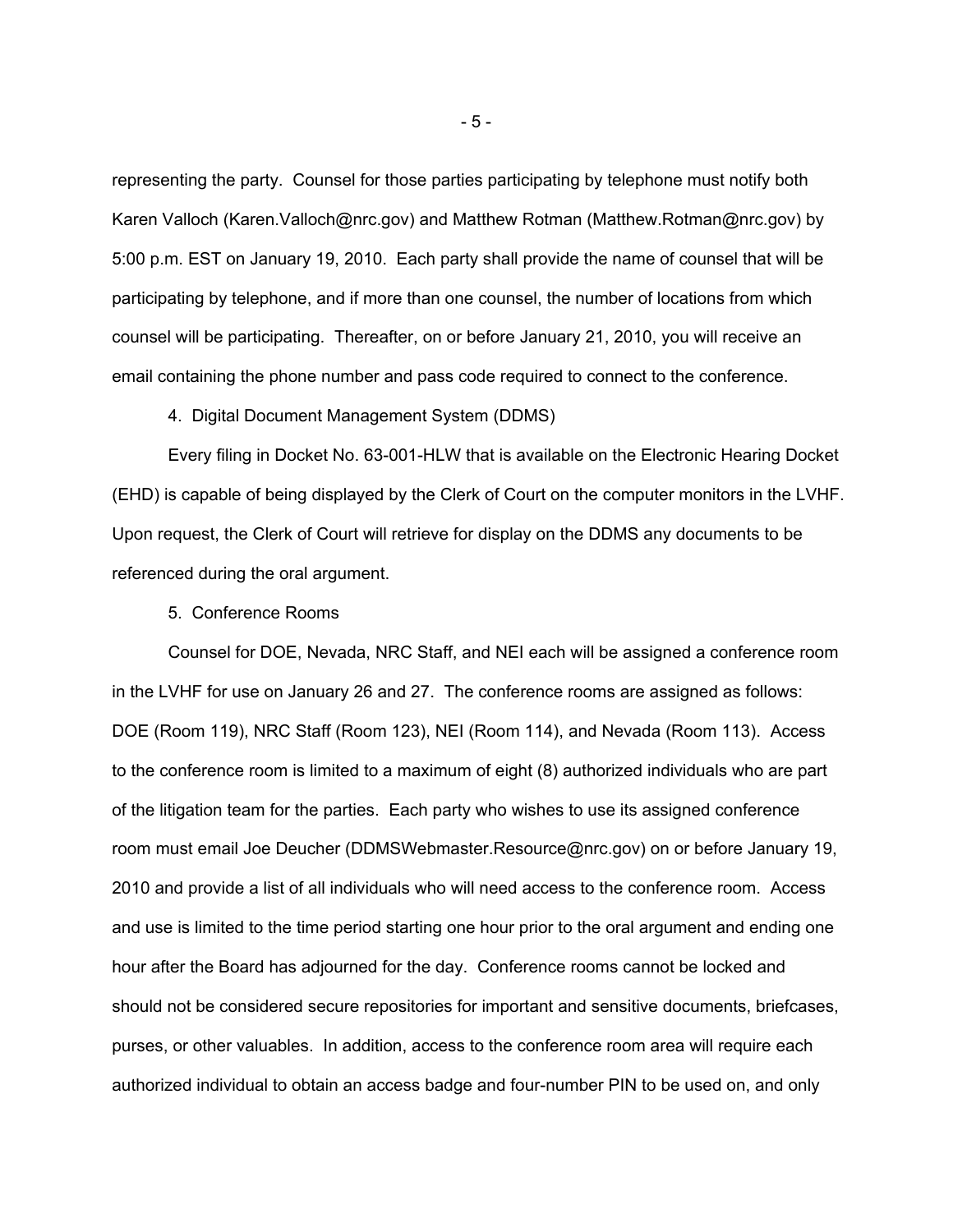representing the party. Counsel for those parties participating by telephone must notify both Karen Valloch (Karen.Valloch@nrc.gov) and Matthew Rotman (Matthew.Rotman@nrc.gov) by 5:00 p.m. EST on January 19, 2010. Each party shall provide the name of counsel that will be participating by telephone, and if more than one counsel, the number of locations from which counsel will be participating. Thereafter, on or before January 21, 2010, you will receive an email containing the phone number and pass code required to connect to the conference.

4. Digital Document Management System (DDMS)

Every filing in Docket No. 63-001-HLW that is available on the Electronic Hearing Docket (EHD) is capable of being displayed by the Clerk of Court on the computer monitors in the LVHF. Upon request, the Clerk of Court will retrieve for display on the DDMS any documents to be referenced during the oral argument.

5. Conference Rooms

Counsel for DOE, Nevada, NRC Staff, and NEI each will be assigned a conference room in the LVHF for use on January 26 and 27. The conference rooms are assigned as follows: DOE (Room 119), NRC Staff (Room 123), NEI (Room 114), and Nevada (Room 113). Access to the conference room is limited to a maximum of eight (8) authorized individuals who are part of the litigation team for the parties. Each party who wishes to use its assigned conference room must email Joe Deucher (DDMSWebmaster.Resource@nrc.gov) on or before January 19, 2010 and provide a list of all individuals who will need access to the conference room. Access and use is limited to the time period starting one hour prior to the oral argument and ending one hour after the Board has adjourned for the day. Conference rooms cannot be locked and should not be considered secure repositories for important and sensitive documents, briefcases, purses, or other valuables. In addition, access to the conference room area will require each authorized individual to obtain an access badge and four-number PIN to be used on, and only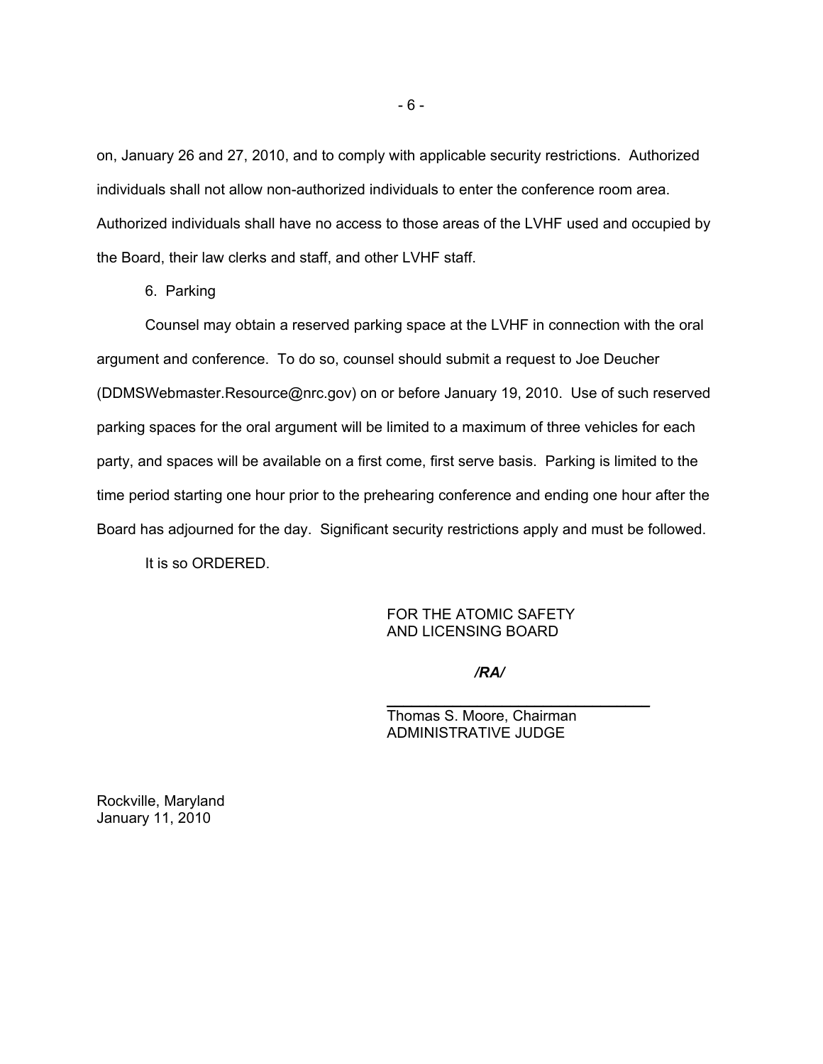on, January 26 and 27, 2010, and to comply with applicable security restrictions. Authorized individuals shall not allow non-authorized individuals to enter the conference room area. Authorized individuals shall have no access to those areas of the LVHF used and occupied by the Board, their law clerks and staff, and other LVHF staff.

6. Parking

Counsel may obtain a reserved parking space at the LVHF in connection with the oral argument and conference. To do so, counsel should submit a request to Joe Deucher (DDMSWebmaster.Resource@nrc.gov) on or before January 19, 2010. Use of such reserved parking spaces for the oral argument will be limited to a maximum of three vehicles for each party, and spaces will be available on a first come, first serve basis. Parking is limited to the time period starting one hour prior to the prehearing conference and ending one hour after the Board has adjourned for the day. Significant security restrictions apply and must be followed.

It is so ORDERED.

FOR THE ATOMIC SAFETY
AND LICENSING BOARD

***/RA/***

Thomas S. Moore, Chairman
ADMINISTRATIVE JUDGE

Rockville, Maryland
January 11, 2010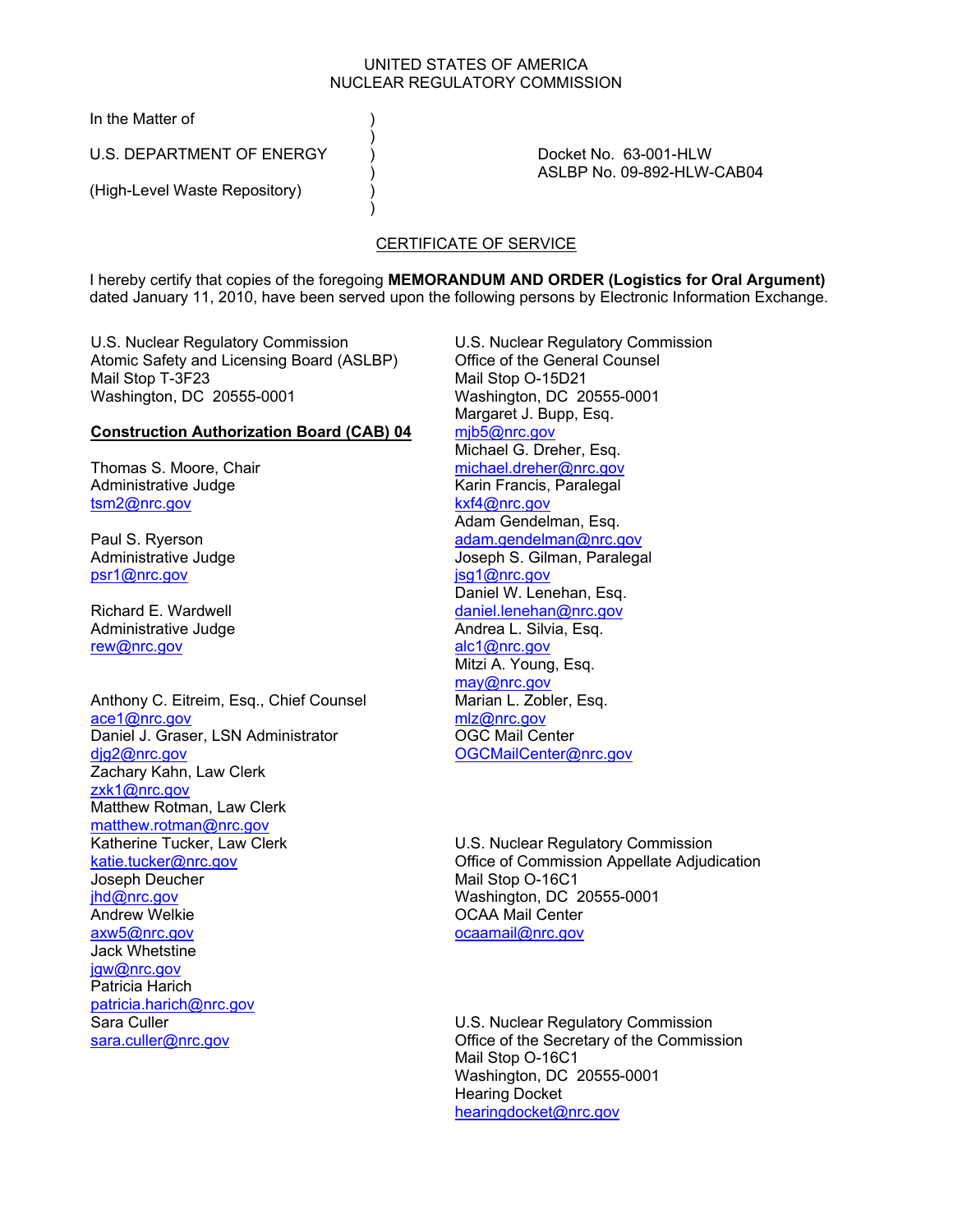UNITED STATES OF AMERICA
NUCLEAR REGULATORY COMMISSION

In the Matter of )
)
U.S. DEPARTMENT OF ENERGY ) Docket No. 63-001-HLW
) ASLBP No. 09-892-HLW-CAB04
(High-Level Waste Repository) )
)

CERTIFICATE OF SERVICE

I hereby certify that copies of the foregoing **MEMORANDUM AND ORDER (Logistics for Oral Argument)** dated January 11, 2010, have been served upon the following persons by Electronic Information Exchange.

U.S. Nuclear Regulatory Commission
Atomic Safety and Licensing Board (ASLBP)
Mail Stop T-3F23
Washington, DC 20555-0001

**Construction Authorization Board (CAB) 04**

Thomas S. Moore, Chair
Administrative Judge
tsm2@nrc.gov

Paul S. Ryerson
Administrative Judge
psr1@nrc.gov

Richard E. Wardwell
Administrative Judge
rew@nrc.gov

Anthony C. Eitreim, Esq., Chief Counsel
ace1@nrc.gov
Daniel J. Graser, LSN Administrator
djg2@nrc.gov
Zachary Kahn, Law Clerk
zxk1@nrc.gov
Matthew Rotman, Law Clerk
matthew.rotman@nrc.gov
Katherine Tucker, Law Clerk
katie.tucker@nrc.gov
Joseph Deucher
jhd@nrc.gov
Andrew Welkie
axw5@nrc.gov
Jack Whetstine
jgw@nrc.gov
Patricia Harich
patricia.harich@nrc.gov
Sara Culler
sara.culler@nrc.gov

U.S. Nuclear Regulatory Commission
Office of the General Counsel
Mail Stop O-15D21
Washington, DC 20555-0001
Margaret J. Bupp, Esq.
mjb5@nrc.gov
Michael G. Dreher, Esq.
michael.dreher@nrc.gov
Karin Francis, Paralegal
kxf4@nrc.gov
Adam Gendelman, Esq.
adam.gendelman@nrc.gov
Joseph S. Gilman, Paralegal
jsg1@nrc.gov
Daniel W. Lenehan, Esq.
daniel.lenehan@nrc.gov
Andrea L. Silvia, Esq.
alc1@nrc.gov
Mitzi A. Young, Esq.
may@nrc.gov
Marian L. Zobler, Esq.
mlz@nrc.gov
OGC Mail Center
OGCMailCenter@nrc.gov

U.S. Nuclear Regulatory Commission
Office of Commission Appellate Adjudication
Mail Stop O-16C1
Washington, DC 20555-0001
OCAA Mail Center
ocaamail@nrc.gov

U.S. Nuclear Regulatory Commission
Office of the Secretary of the Commission
Mail Stop O-16C1
Washington, DC 20555-0001
Hearing Docket
hearingdocket@nrc.gov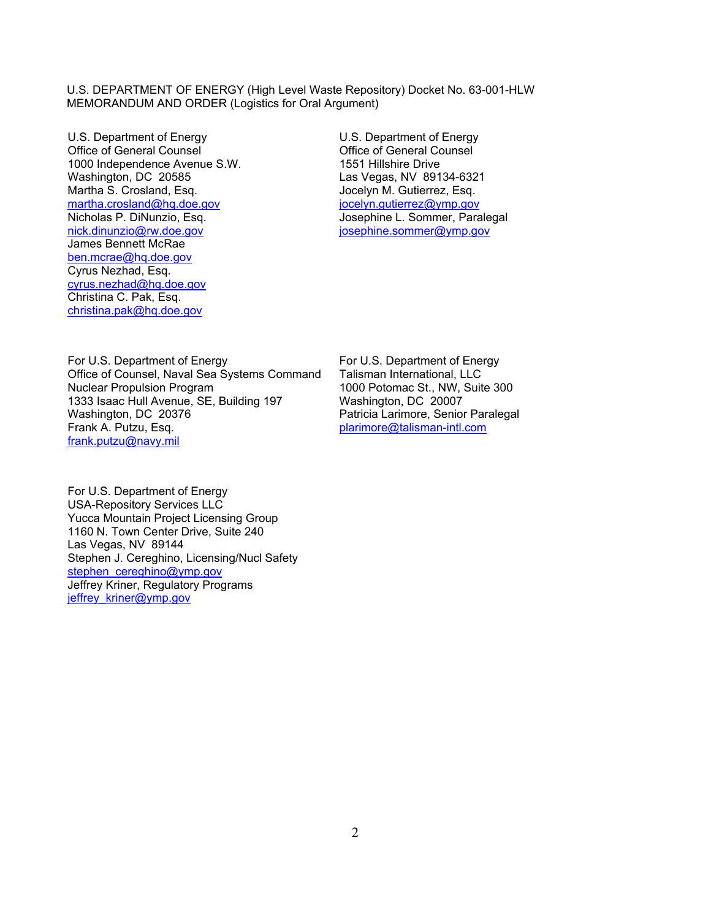U.S. DEPARTMENT OF ENERGY (High Level Waste Repository) Docket No. 63-001-HLW
MEMORANDUM AND ORDER (Logistics for Oral Argument)

U.S. Department of Energy
Office of General Counsel
1000 Independence Avenue S.W.
Washington, DC 20585
Martha S. Crosland, Esq.
martha.crosland@hq.doe.gov
Nicholas P. DiNunzio, Esq.
nick.dinunzio@rw.doe.gov
James Bennett McRae
ben.mcrae@hq.doe.gov
Cyrus Nezhad, Esq.
cyrus.nezhad@hq.doe.gov
Christina C. Pak, Esq.
christina.pak@hq.doe.gov

U.S. Department of Energy
Office of General Counsel
1551 Hillshire Drive
Las Vegas, NV 89134-6321
Jocelyn M. Gutierrez, Esq.
jocelyn.gutierrez@ymp.gov
Josephine L. Sommer, Paralegal
josephine.sommer@ymp.gov

For U.S. Department of Energy
Office of Counsel, Naval Sea Systems Command
Nuclear Propulsion Program
1333 Isaac Hull Avenue, SE, Building 197
Washington, DC 20376
Frank A. Putzu, Esq.
frank.putzu@navy.mil

For U.S. Department of Energy
Talisman International, LLC
1000 Potomac St., NW, Suite 300
Washington, DC 20007
Patricia Larimore, Senior Paralegal
plarimore@talisman-intl.com

For U.S. Department of Energy
USA-Repository Services LLC
Yucca Mountain Project Licensing Group
1160 N. Town Center Drive, Suite 240
Las Vegas, NV 89144
Stephen J. Cereghino, Licensing/Nucl Safety
stephen_cereghino@ymp.gov
Jeffrey Kriner, Regulatory Programs
jeffrey_kriner@ymp.gov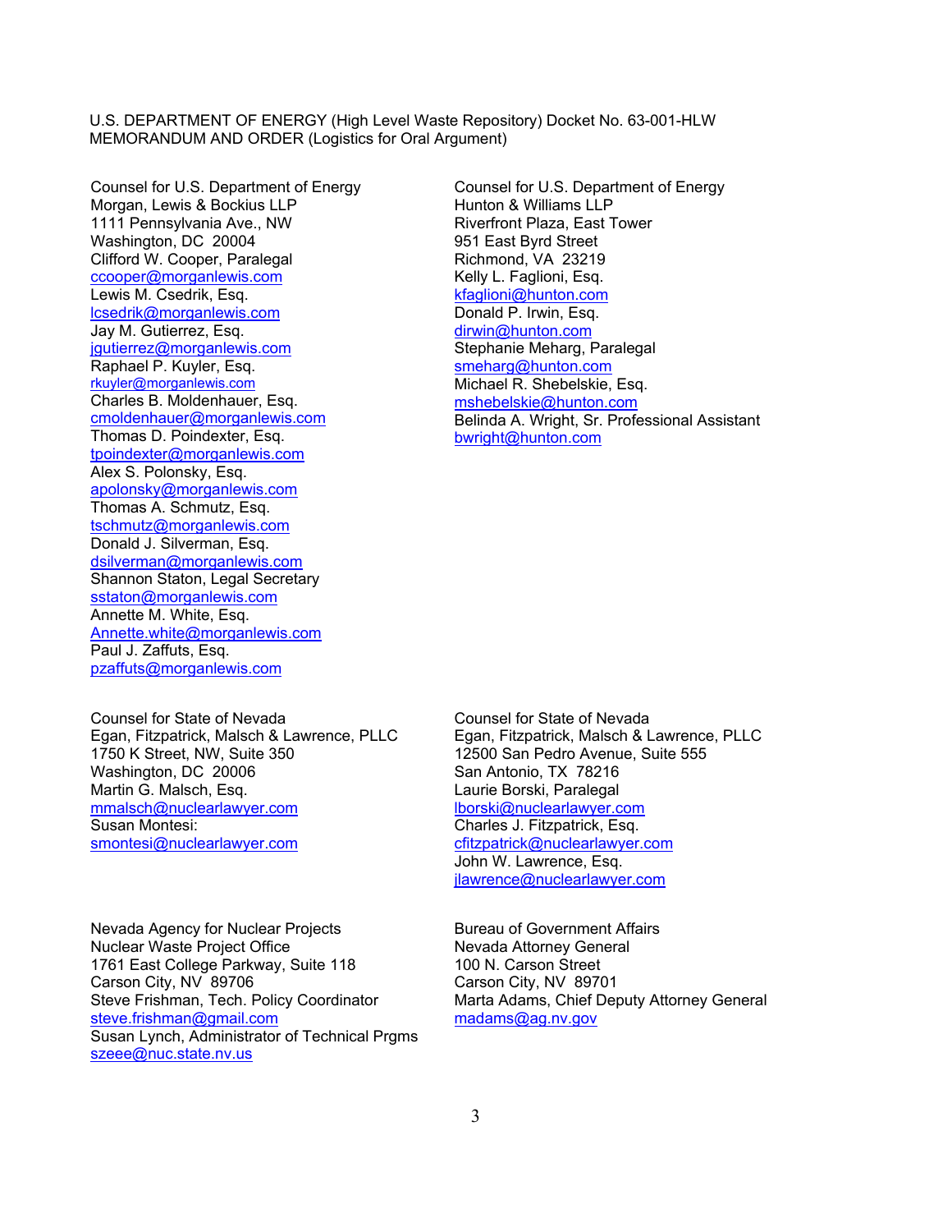U.S. DEPARTMENT OF ENERGY (High Level Waste Repository) Docket No. 63-001-HLW
MEMORANDUM AND ORDER (Logistics for Oral Argument)

Counsel for U.S. Department of Energy
Morgan, Lewis & Bockius LLP
1111 Pennsylvania Ave., NW
Washington, DC 20004
Clifford W. Cooper, Paralegal
ccooper@morganlewis.com
Lewis M. Csedrik, Esq.
lcsedrik@morganlewis.com
Jay M. Gutierrez, Esq.
jgutierrez@morganlewis.com
Raphael P. Kuyler, Esq.
rkuyler@morganlewis.com
Charles B. Moldenhauer, Esq.
cmoldenhauer@morganlewis.com
Thomas D. Poindexter, Esq.
tpoindexter@morganlewis.com
Alex S. Polonsky, Esq.
apolonsky@morganlewis.com
Thomas A. Schmutz, Esq.
tschmutz@morganlewis.com
Donald J. Silverman, Esq.
dsilverman@morganlewis.com
Shannon Staton, Legal Secretary
sstaton@morganlewis.com
Annette M. White, Esq.
Annette.white@morganlewis.com
Paul J. Zaffuts, Esq.
pzaffuts@morganlewis.com

Counsel for U.S. Department of Energy
Hunton & Williams LLP
Riverfront Plaza, East Tower
951 East Byrd Street
Richmond, VA 23219
Kelly L. Faglioni, Esq.
kfaglioni@hunton.com
Donald P. Irwin, Esq.
dirwin@hunton.com
Stephanie Meharg, Paralegal
smeharg@hunton.com
Michael R. Shebelskie, Esq.
mshebelskie@hunton.com
Belinda A. Wright, Sr. Professional Assistant
bwright@hunton.com

Counsel for State of Nevada
Egan, Fitzpatrick, Malsch & Lawrence, PLLC
1750 K Street, NW, Suite 350
Washington, DC 20006
Martin G. Malsch, Esq.
mmalsch@nuclearlawyer.com
Susan Montesi:
smontesi@nuclearlawyer.com

Counsel for State of Nevada
Egan, Fitzpatrick, Malsch & Lawrence, PLLC
12500 San Pedro Avenue, Suite 555
San Antonio, TX 78216
Laurie Borski, Paralegal
lborski@nuclearlawyer.com
Charles J. Fitzpatrick, Esq.
cfitzpatrick@nuclearlawyer.com
John W. Lawrence, Esq.
jlawrence@nuclearlawyer.com

Nevada Agency for Nuclear Projects
Nuclear Waste Project Office
1761 East College Parkway, Suite 118
Carson City, NV 89706
Steve Frishman, Tech. Policy Coordinator
steve.frishman@gmail.com
Susan Lynch, Administrator of Technical Prgms
szeee@nuc.state.nv.us

Bureau of Government Affairs
Nevada Attorney General
100 N. Carson Street
Carson City, NV 89701
Marta Adams, Chief Deputy Attorney General
madams@ag.nv.gov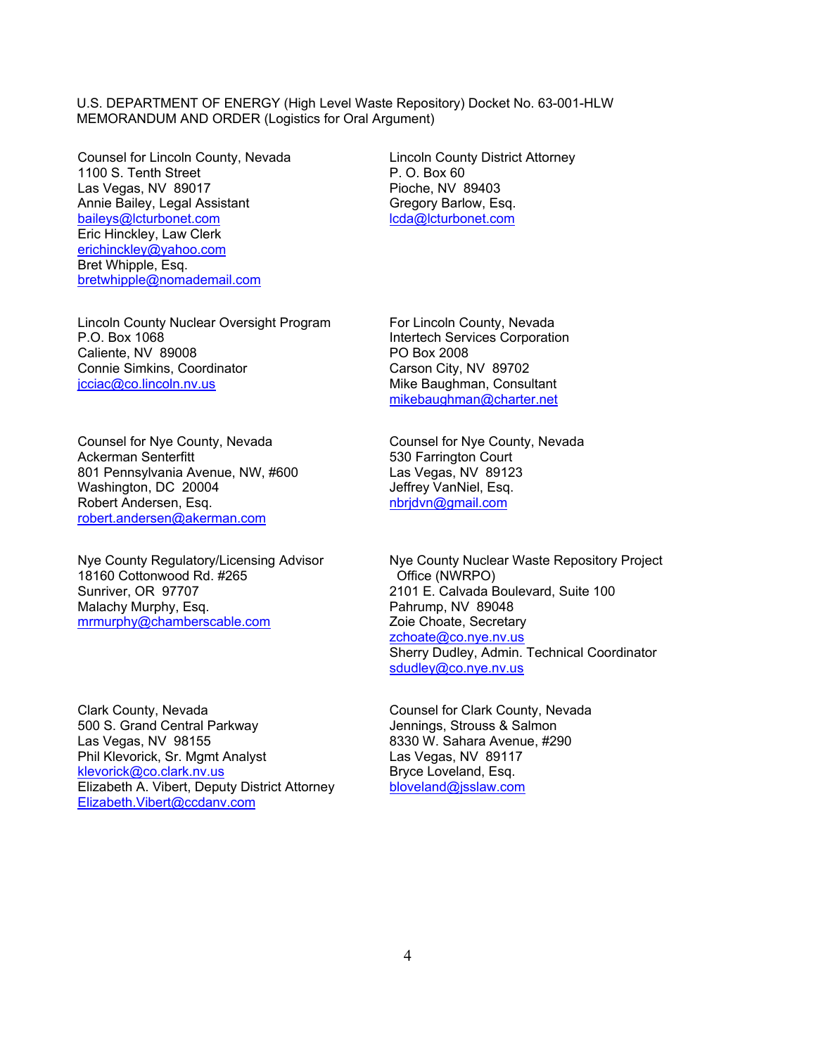U.S. DEPARTMENT OF ENERGY (High Level Waste Repository) Docket No. 63-001-HLW
MEMORANDUM AND ORDER (Logistics for Oral Argument)

Counsel for Lincoln County, Nevada
1100 S. Tenth Street
Las Vegas, NV 89017
Annie Bailey, Legal Assistant
baileys@lcturbonet.com
Eric Hinckley, Law Clerk
erichinckley@yahoo.com
Bret Whipple, Esq.
bretwhipple@nomademail.com

Lincoln County District Attorney
P. O. Box 60
Pioche, NV 89403
Gregory Barlow, Esq.
lcda@lcturbonet.com

Lincoln County Nuclear Oversight Program
P.O. Box 1068
Caliente, NV 89008
Connie Simkins, Coordinator
jcciac@co.lincoln.nv.us

For Lincoln County, Nevada
Intertech Services Corporation
PO Box 2008
Carson City, NV 89702
Mike Baughman, Consultant
mikebaughman@charter.net

Counsel for Nye County, Nevada
Ackerman Senterfitt
801 Pennsylvania Avenue, NW, #600
Washington, DC 20004
Robert Andersen, Esq.
robert.andersen@akerman.com

Counsel for Nye County, Nevada
530 Farrington Court
Las Vegas, NV 89123
Jeffrey VanNiel, Esq.
nbrjdvn@gmail.com

Nye County Regulatory/Licensing Advisor
18160 Cottonwood Rd. #265
Sunriver, OR 97707
Malachy Murphy, Esq.
mrmurphy@chamberscable.com

Nye County Nuclear Waste Repository Project Office (NWRPO)
2101 E. Calvada Boulevard, Suite 100
Pahrump, NV 89048
Zoie Choate, Secretary
zchoate@co.nye.nv.us
Sherry Dudley, Admin. Technical Coordinator
sdudley@co.nye.nv.us

Clark County, Nevada
500 S. Grand Central Parkway
Las Vegas, NV 98155
Phil Klevorick, Sr. Mgmt Analyst
klevorick@co.clark.nv.us
Elizabeth A. Vibert, Deputy District Attorney
Elizabeth.Vibert@ccdanv.com

Counsel for Clark County, Nevada
Jennings, Strouss & Salmon
8330 W. Sahara Avenue, #290
Las Vegas, NV 89117
Bryce Loveland, Esq.
bloveland@jsslaw.com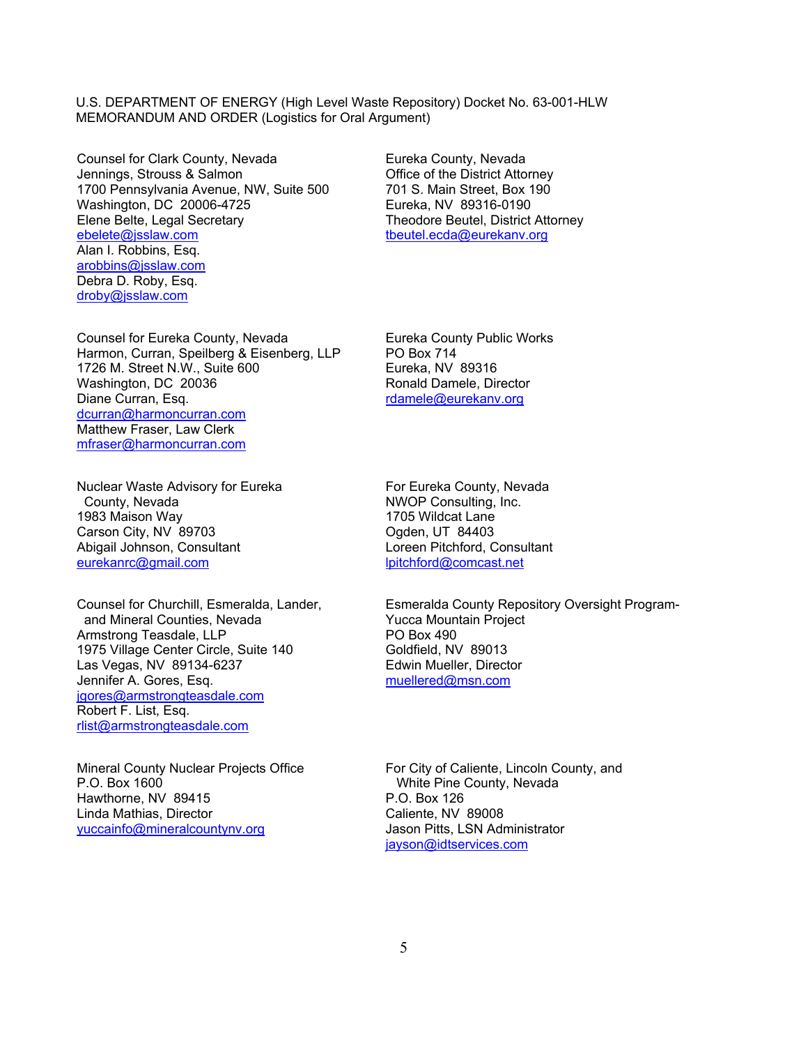U.S. DEPARTMENT OF ENERGY (High Level Waste Repository) Docket No. 63-001-HLW
MEMORANDUM AND ORDER (Logistics for Oral Argument)

Counsel for Clark County, Nevada
Jennings, Strouss & Salmon
1700 Pennsylvania Avenue, NW, Suite 500
Washington, DC 20006-4725
Elene Belte, Legal Secretary
ebelete@jsslaw.com
Alan I. Robbins, Esq.
arobbins@jsslaw.com
Debra D. Roby, Esq.
droby@jsslaw.com

Eureka County, Nevada
Office of the District Attorney
701 S. Main Street, Box 190
Eureka, NV 89316-0190
Theodore Beutel, District Attorney
tbeutel.ecda@eurekanv.org

Counsel for Eureka County, Nevada
Harmon, Curran, Speilberg & Eisenberg, LLP
1726 M. Street N.W., Suite 600
Washington, DC 20036
Diane Curran, Esq.
dcurran@harmoncurran.com
Matthew Fraser, Law Clerk
mfraser@harmoncurran.com

Eureka County Public Works
PO Box 714
Eureka, NV 89316
Ronald Damele, Director
rdamele@eurekanv.org

Nuclear Waste Advisory for Eureka County, Nevada
1983 Maison Way
Carson City, NV 89703
Abigail Johnson, Consultant
eurekanrc@gmail.com

For Eureka County, Nevada
NWOP Consulting, Inc.
1705 Wildcat Lane
Ogden, UT 84403
Loreen Pitchford, Consultant
lpitchford@comcast.net

Counsel for Churchill, Esmeralda, Lander, and Mineral Counties, Nevada
Armstrong Teasdale, LLP
1975 Village Center Circle, Suite 140
Las Vegas, NV 89134-6237
Jennifer A. Gores, Esq.
jgores@armstrongteasdale.com
Robert F. List, Esq.
rlist@armstrongteasdale.com

Esmeralda County Repository Oversight Program-Yucca Mountain Project
PO Box 490
Goldfield, NV 89013
Edwin Mueller, Director
muellered@msn.com

Mineral County Nuclear Projects Office
P.O. Box 1600
Hawthorne, NV 89415
Linda Mathias, Director
yuccainfo@mineralcountynv.org

For City of Caliente, Lincoln County, and White Pine County, Nevada
P.O. Box 126
Caliente, NV 89008
Jason Pitts, LSN Administrator
jayson@idtservices.com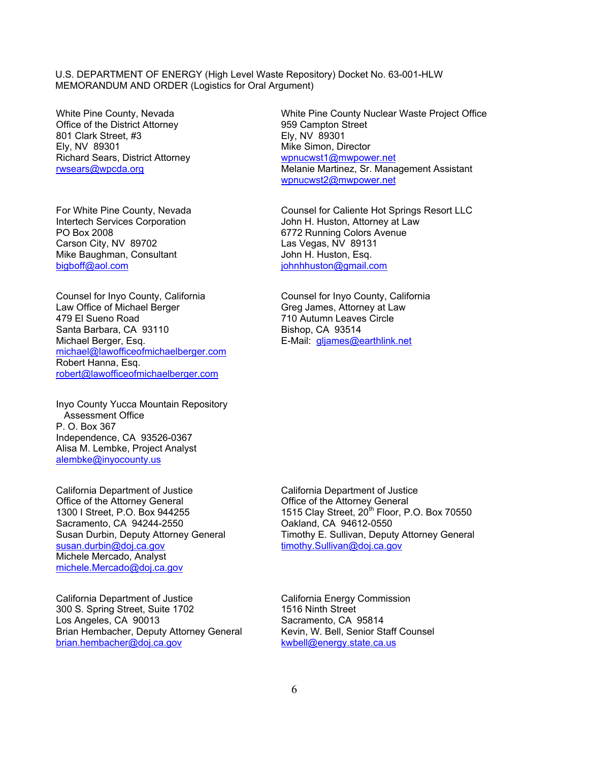U.S. DEPARTMENT OF ENERGY (High Level Waste Repository) Docket No. 63-001-HLW
MEMORANDUM AND ORDER (Logistics for Oral Argument)

White Pine County, Nevada
Office of the District Attorney
801 Clark Street, #3
Ely, NV 89301
Richard Sears, District Attorney
rwsears@wpcda.org

White Pine County Nuclear Waste Project Office
959 Campton Street
Ely, NV 89301
Mike Simon, Director
wpnucwst1@mwpower.net
Melanie Martinez, Sr. Management Assistant
wpnucwst2@mwpower.net

For White Pine County, Nevada
Intertech Services Corporation
PO Box 2008
Carson City, NV 89702
Mike Baughman, Consultant
bigboff@aol.com

Counsel for Caliente Hot Springs Resort LLC
John H. Huston, Attorney at Law
6772 Running Colors Avenue
Las Vegas, NV 89131
John H. Huston, Esq.
johnhhuston@gmail.com

Counsel for Inyo County, California
Law Office of Michael Berger
479 El Sueno Road
Santa Barbara, CA 93110
Michael Berger, Esq.
michael@lawofficeofmichaelberger.com
Robert Hanna, Esq.
robert@lawofficeofmichaelberger.com

Counsel for Inyo County, California
Greg James, Attorney at Law
710 Autumn Leaves Circle
Bishop, CA 93514
E-Mail: gljames@earthlink.net

Inyo County Yucca Mountain Repository
Assessment Office
P. O. Box 367
Independence, CA 93526-0367
Alisa M. Lembke, Project Analyst
alembke@inyocounty.us

California Department of Justice
Office of the Attorney General
1300 I Street, P.O. Box 944255
Sacramento, CA 94244-2550
Susan Durbin, Deputy Attorney General
susan.durbin@doj.ca.gov
Michele Mercado, Analyst
michele.Mercado@doj.ca.gov

California Department of Justice
Office of the Attorney General
1515 Clay Street, 20th Floor, P.O. Box 70550
Oakland, CA 94612-0550
Timothy E. Sullivan, Deputy Attorney General
timothy.Sullivan@doj.ca.gov

California Department of Justice
300 S. Spring Street, Suite 1702
Los Angeles, CA 90013
Brian Hembacher, Deputy Attorney General
brian.hembacher@doj.ca.gov

California Energy Commission
1516 Ninth Street
Sacramento, CA 95814
Kevin, W. Bell, Senior Staff Counsel
kwbell@energy.state.ca.us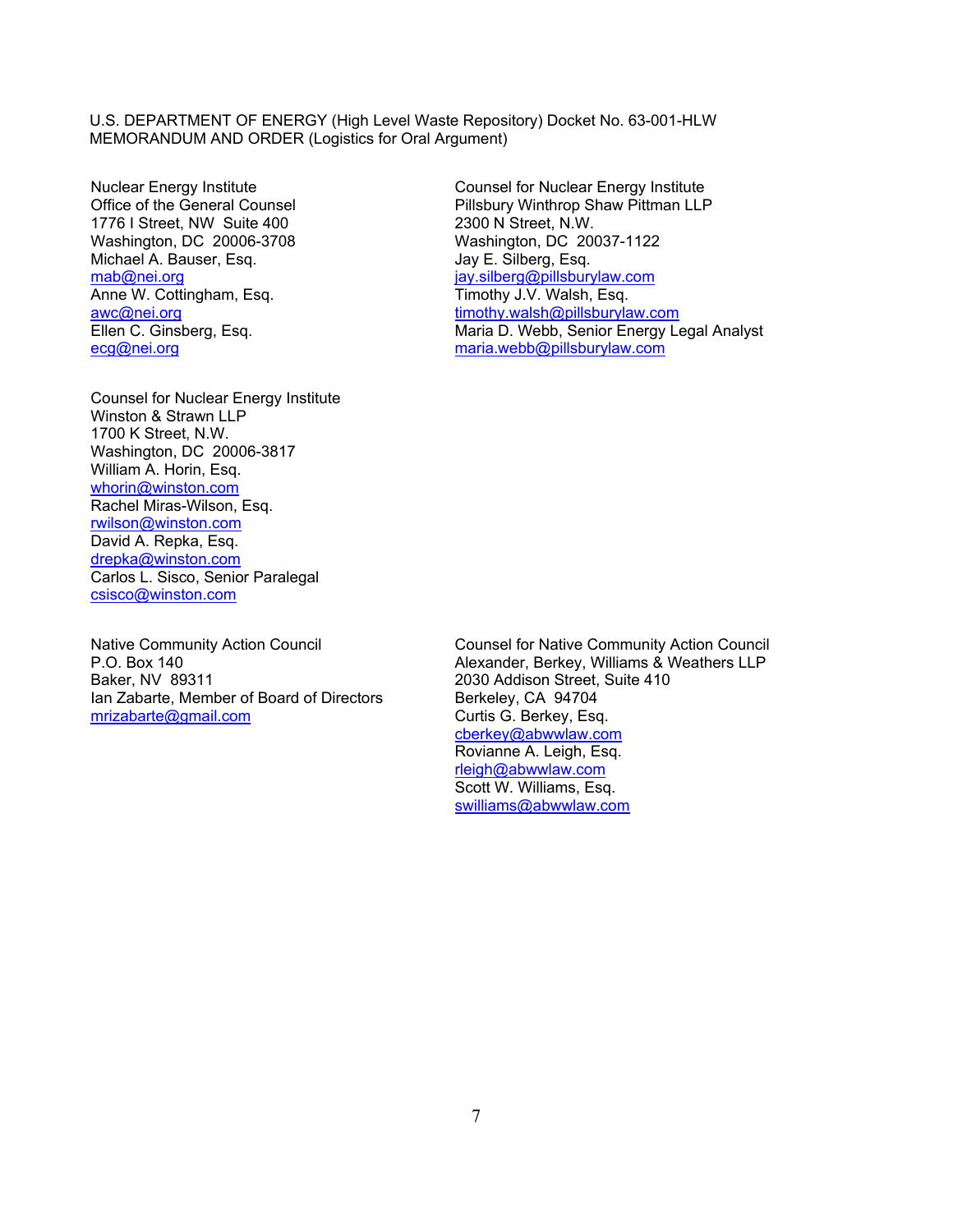U.S. DEPARTMENT OF ENERGY (High Level Waste Repository) Docket No. 63-001-HLW
MEMORANDUM AND ORDER (Logistics for Oral Argument)

Nuclear Energy Institute
Office of the General Counsel
1776 I Street, NW Suite 400
Washington, DC 20006-3708
Michael A. Bauser, Esq.
mab@nei.org
Anne W. Cottingham, Esq.
awc@nei.org
Ellen C. Ginsberg, Esq.
ecg@nei.org

Counsel for Nuclear Energy Institute
Pillsbury Winthrop Shaw Pittman LLP
2300 N Street, N.W.
Washington, DC 20037-1122
Jay E. Silberg, Esq.
jay.silberg@pillsburylaw.com
Timothy J.V. Walsh, Esq.
timothy.walsh@pillsburylaw.com
Maria D. Webb, Senior Energy Legal Analyst
maria.webb@pillsburylaw.com

Counsel for Nuclear Energy Institute
Winston & Strawn LLP
1700 K Street, N.W.
Washington, DC 20006-3817
William A. Horin, Esq.
whorin@winston.com
Rachel Miras-Wilson, Esq.
rwilson@winston.com
David A. Repka, Esq.
drepka@winston.com
Carlos L. Sisco, Senior Paralegal
csisco@winston.com

Native Community Action Council
P.O. Box 140
Baker, NV 89311
Ian Zabarte, Member of Board of Directors
mrizabarte@gmail.com

Counsel for Native Community Action Council
Alexander, Berkey, Williams & Weathers LLP
2030 Addison Street, Suite 410
Berkeley, CA 94704
Curtis G. Berkey, Esq.
cberkey@abwwlaw.com
Rovianne A. Leigh, Esq.
rleigh@abwwlaw.com
Scott W. Williams, Esq.
swilliams@abwwlaw.com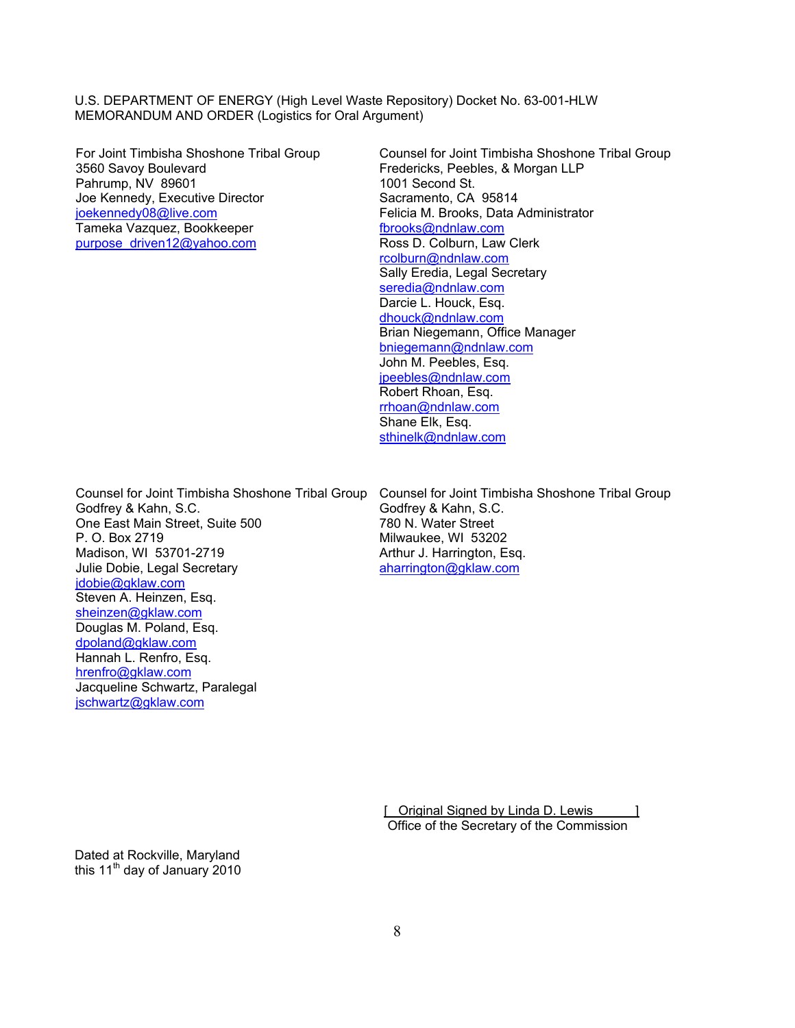U.S. DEPARTMENT OF ENERGY (High Level Waste Repository) Docket No. 63-001-HLW
MEMORANDUM AND ORDER (Logistics for Oral Argument)

For Joint Timbisha Shoshone Tribal Group
3560 Savoy Boulevard
Pahrump, NV 89601
Joe Kennedy, Executive Director
joekennedy08@live.com
Tameka Vazquez, Bookkeeper
purpose_driven12@yahoo.com

Counsel for Joint Timbisha Shoshone Tribal Group
Fredericks, Peebles, & Morgan LLP
1001 Second St.
Sacramento, CA 95814
Felicia M. Brooks, Data Administrator
fbrooks@ndnlaw.com
Ross D. Colburn, Law Clerk
rcolburn@ndnlaw.com
Sally Eredia, Legal Secretary
seredia@ndnlaw.com
Darcie L. Houck, Esq.
dhouck@ndnlaw.com
Brian Niegemann, Office Manager
bniegemann@ndnlaw.com
John M. Peebles, Esq.
jpeebles@ndnlaw.com
Robert Rhoan, Esq.
rrhoan@ndnlaw.com
Shane Elk, Esq.
sthinelk@ndnlaw.com

Counsel for Joint Timbisha Shoshone Tribal Group
Godfrey & Kahn, S.C.
One East Main Street, Suite 500
P. O. Box 2719
Madison, WI 53701-2719
Julie Dobie, Legal Secretary
jdobie@gklaw.com
Steven A. Heinzen, Esq.
sheinzen@gklaw.com
Douglas M. Poland, Esq.
dpoland@gklaw.com
Hannah L. Renfro, Esq.
hrenfro@gklaw.com
Jacqueline Schwartz, Paralegal
jschwartz@gklaw.com

Counsel for Joint Timbisha Shoshone Tribal Group
Godfrey & Kahn, S.C.
780 N. Water Street
Milwaukee, WI 53202
Arthur J. Harrington, Esq.
aharrington@gklaw.com

[ Original Signed by Linda D. Lewis ]
Office of the Secretary of the Commission

Dated at Rockville, Maryland
this 11th day of January 2010